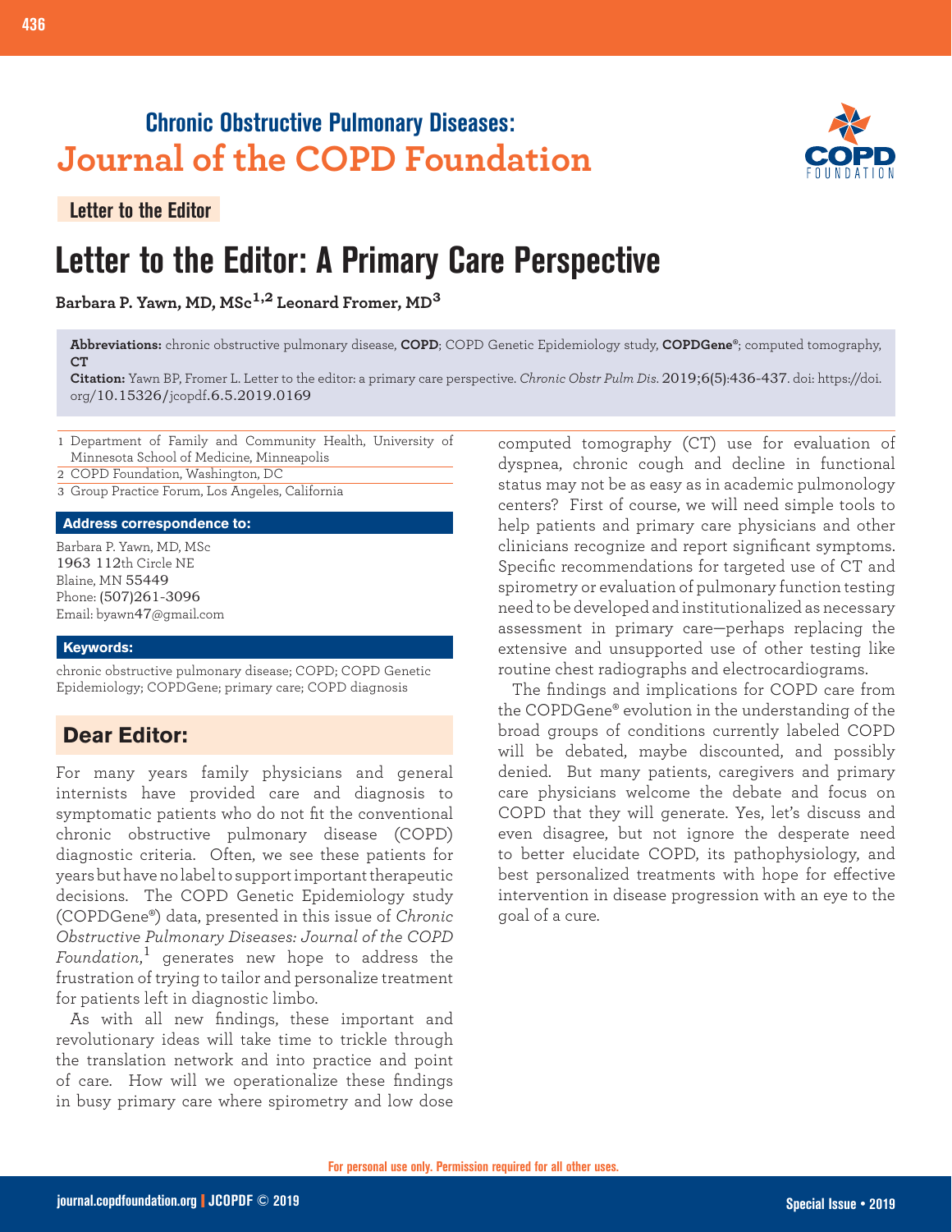**Chronic Obstructive Pulmonary Diseases:**
**Journal of the COPD Foundation**

Letter to the Editor

# Letter to the Editor: A Primary Care Perspective

**Barbara P. Yawn, MD, MSc[1,2] Leonard Fromer, MD[3]**

**Abbreviations:** chronic obstructive pulmonary disease, **COPD**; COPD Genetic Epidemiology study, **COPDGene®**; computed tomography, **CT**

**Citation:** Yawn BP, Fromer L. Letter to the editor: a primary care perspective. *Chronic Obstr Pulm Dis*. 2019;6(5):436-437. doi: https://doi.org/10.15326/jcopdf.6.5.2019.0169

1 Department of Family and Community Health, University of Minnesota School of Medicine, Minneapolis

2 COPD Foundation, Washington, DC

3 Group Practice Forum, Los Angeles, California

**Address correspondence to:**

Barbara P. Yawn, MD, MSc
1963 112th Circle NE
Blaine, MN 55449
Phone: (507)261-3096
Email: byawn47@gmail.com

**Keywords:**

chronic obstructive pulmonary disease; COPD; COPD Genetic Epidemiology; COPDGene; primary care; COPD diagnosis

## Dear Editor:

For many years family physicians and general internists have provided care and diagnosis to symptomatic patients who do not fit the conventional chronic obstructive pulmonary disease (COPD) diagnostic criteria. Often, we see these patients for years but have no label to support important therapeutic decisions. The COPD Genetic Epidemiology study (COPDGene®) data, presented in this issue of *Chronic Obstructive Pulmonary Diseases: Journal of the COPD Foundation*,[1] generates new hope to address the frustration of trying to tailor and personalize treatment for patients left in diagnostic limbo.

As with all new findings, these important and revolutionary ideas will take time to trickle through the translation network and into practice and point of care. How will we operationalize these findings in busy primary care where spirometry and low dose computed tomography (CT) use for evaluation of dyspnea, chronic cough and decline in functional status may not be as easy as in academic pulmonology centers? First of course, we will need simple tools to help patients and primary care physicians and other clinicians recognize and report significant symptoms. Specific recommendations for targeted use of CT and spirometry or evaluation of pulmonary function testing need to be developed and institutionalized as necessary assessment in primary care—perhaps replacing the extensive and unsupported use of other testing like routine chest radiographs and electrocardiograms.

The findings and implications for COPD care from the COPDGene® evolution in the understanding of the broad groups of conditions currently labeled COPD will be debated, maybe discounted, and possibly denied. But many patients, caregivers and primary care physicians welcome the debate and focus on COPD that they will generate. Yes, let's discuss and even disagree, but not ignore the desperate need to better elucidate COPD, its pathophysiology, and best personalized treatments with hope for effective intervention in disease progression with an eye to the goal of a cure.

For personal use only. Permission required for all other uses.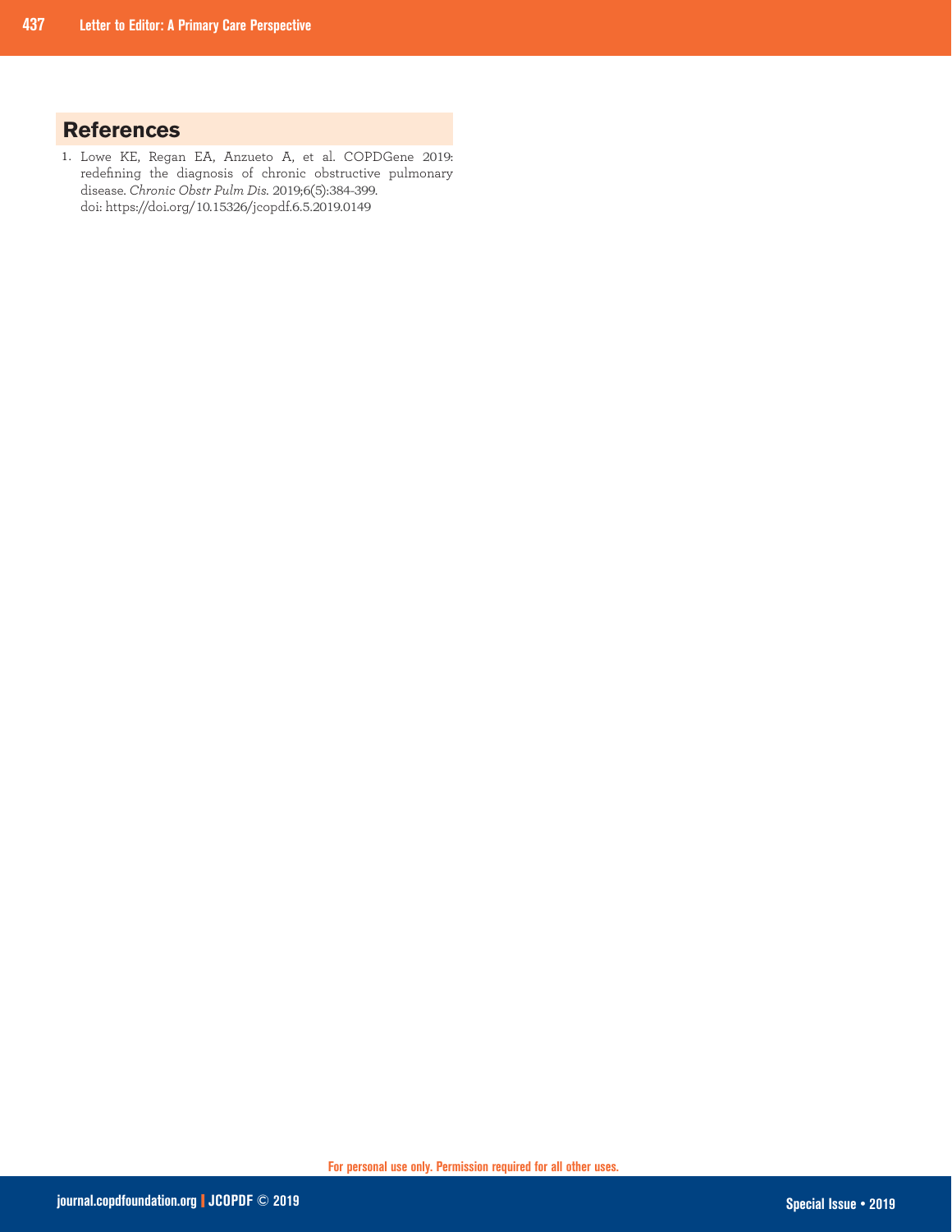## References

1. Lowe KE, Regan EA, Anzueto A, et al. COPDGene 2019: redefining the diagnosis of chronic obstructive pulmonary disease. *Chronic Obstr Pulm Dis*. 2019;6(5):384-399. doi: https://doi.org/10.15326/jcopdf.6.5.2019.0149